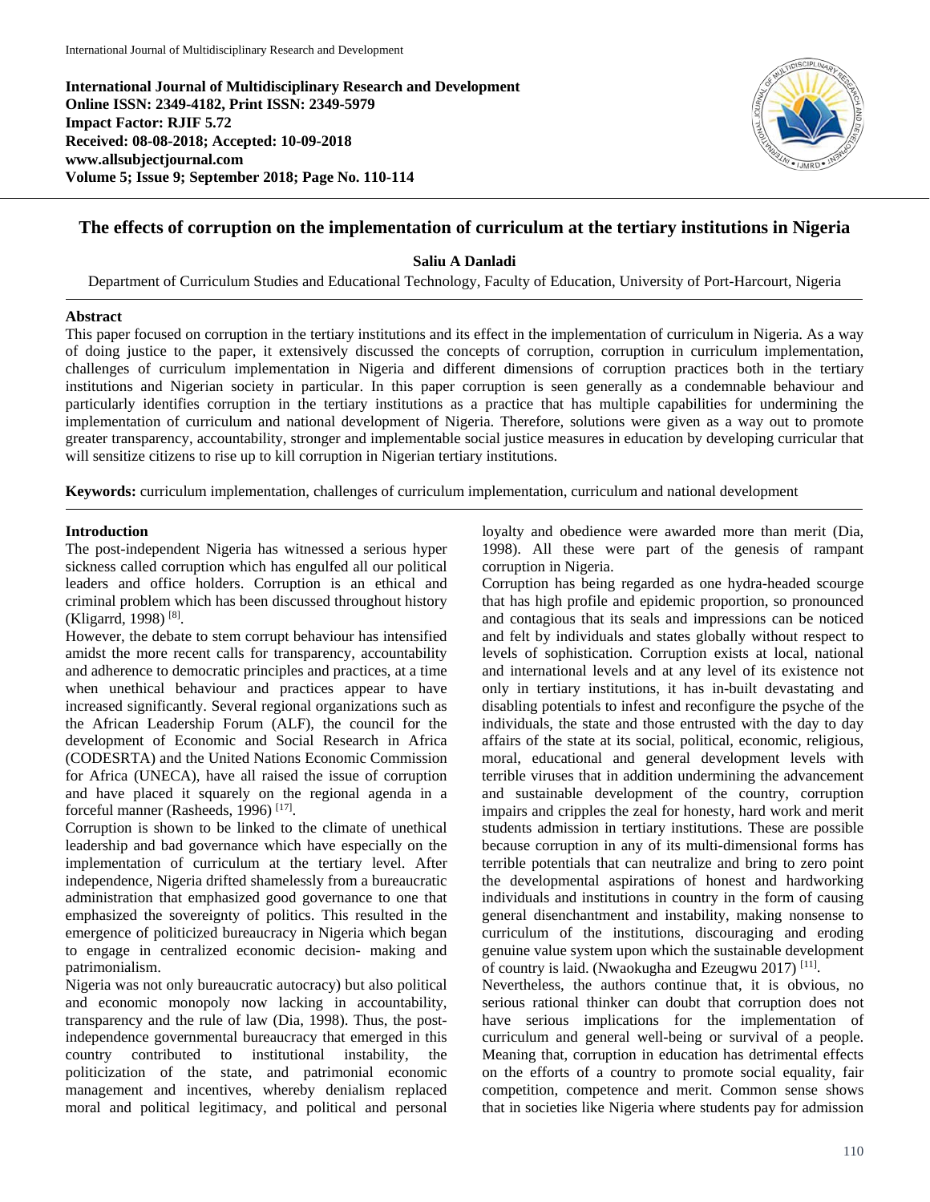International Journal of Multidisciplinary Research and Development
Online ISSN: 2349-4182, Print ISSN: 2349-5979
Impact Factor: RJIF 5.72
Received: 08-08-2018; Accepted: 10-09-2018
www.allsubjectjournal.com
Volume 5; Issue 9; September 2018; Page No. 110-114

# The effects of corruption on the implementation of curriculum at the tertiary institutions in Nigeria

**Saliu A Danladi**

Department of Curriculum Studies and Educational Technology, Faculty of Education, University of Port-Harcourt, Nigeria

## Abstract

This paper focused on corruption in the tertiary institutions and its effect in the implementation of curriculum in Nigeria. As a way of doing justice to the paper, it extensively discussed the concepts of corruption, corruption in curriculum implementation, challenges of curriculum implementation in Nigeria and different dimensions of corruption practices both in the tertiary institutions and Nigerian society in particular. In this paper corruption is seen generally as a condemnable behaviour and particularly identifies corruption in the tertiary institutions as a practice that has multiple capabilities for undermining the implementation of curriculum and national development of Nigeria. Therefore, solutions were given as a way out to promote greater transparency, accountability, stronger and implementable social justice measures in education by developing curricular that will sensitize citizens to rise up to kill corruption in Nigerian tertiary institutions.

**Keywords:** curriculum implementation, challenges of curriculum implementation, curriculum and national development

## Introduction

The post-independent Nigeria has witnessed a serious hyper sickness called corruption which has engulfed all our political leaders and office holders. Corruption is an ethical and criminal problem which has been discussed throughout history (Kligarrd, 1998) [8].

However, the debate to stem corrupt behaviour has intensified amidst the more recent calls for transparency, accountability and adherence to democratic principles and practices, at a time when unethical behaviour and practices appear to have increased significantly. Several regional organizations such as the African Leadership Forum (ALF), the council for the development of Economic and Social Research in Africa (CODESRTA) and the United Nations Economic Commission for Africa (UNECA), have all raised the issue of corruption and have placed it squarely on the regional agenda in a forceful manner (Rasheeds, 1996) [17].

Corruption is shown to be linked to the climate of unethical leadership and bad governance which have especially on the implementation of curriculum at the tertiary level. After independence, Nigeria drifted shamelessly from a bureaucratic administration that emphasized good governance to one that emphasized the sovereignty of politics. This resulted in the emergence of politicized bureaucracy in Nigeria which began to engage in centralized economic decision- making and patrimonialism.

Nigeria was not only bureaucratic autocracy) but also political and economic monopoly now lacking in accountability, transparency and the rule of law (Dia, 1998). Thus, the post-independence governmental bureaucracy that emerged in this country contributed to institutional instability, the politicization of the state, and patrimonial economic management and incentives, whereby denialism replaced moral and political legitimacy, and political and personal loyalty and obedience were awarded more than merit (Dia, 1998). All these were part of the genesis of rampant corruption in Nigeria.

Corruption has being regarded as one hydra-headed scourge that has high profile and epidemic proportion, so pronounced and contagious that its seals and impressions can be noticed and felt by individuals and states globally without respect to levels of sophistication. Corruption exists at local, national and international levels and at any level of its existence not only in tertiary institutions, it has in-built devastating and disabling potentials to infest and reconfigure the psyche of the individuals, the state and those entrusted with the day to day affairs of the state at its social, political, economic, religious, moral, educational and general development levels with terrible viruses that in addition undermining the advancement and sustainable development of the country, corruption impairs and cripples the zeal for honesty, hard work and merit students admission in tertiary institutions. These are possible because corruption in any of its multi-dimensional forms has terrible potentials that can neutralize and bring to zero point the developmental aspirations of honest and hardworking individuals and institutions in country in the form of causing general disenchantment and instability, making nonsense to curriculum of the institutions, discouraging and eroding genuine value system upon which the sustainable development of country is laid. (Nwaokugha and Ezeugwu 2017) [11].

Nevertheless, the authors continue that, it is obvious, no serious rational thinker can doubt that corruption does not have serious implications for the implementation of curriculum and general well-being or survival of a people. Meaning that, corruption in education has detrimental effects on the efforts of a country to promote social equality, fair competition, competence and merit. Common sense shows that in societies like Nigeria where students pay for admission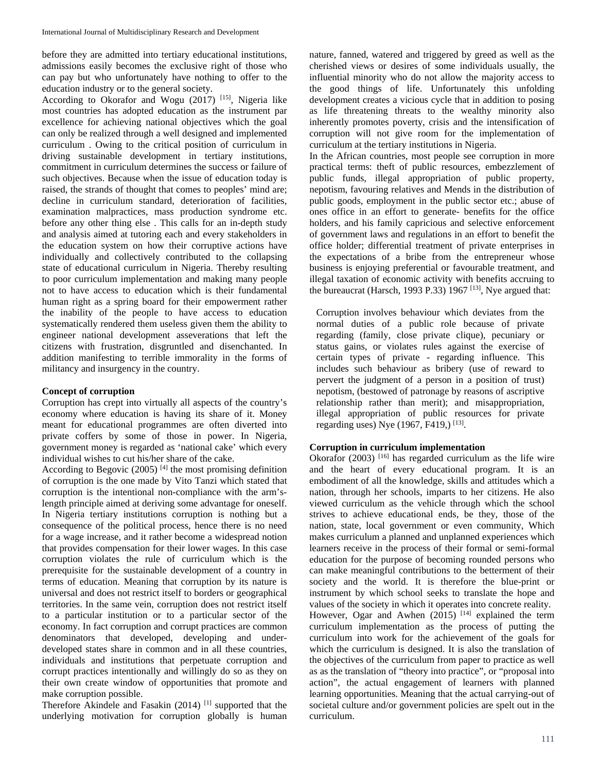before they are admitted into tertiary educational institutions, admissions easily becomes the exclusive right of those who can pay but who unfortunately have nothing to offer to the education industry or to the general society.

According to Okorafor and Wogu (2017) [15], Nigeria like most countries has adopted education as the instrument par excellence for achieving national objectives which the goal can only be realized through a well designed and implemented curriculum . Owing to the critical position of curriculum in driving sustainable development in tertiary institutions, commitment in curriculum determines the success or failure of such objectives. Because when the issue of education today is raised, the strands of thought that comes to peoples' mind are; decline in curriculum standard, deterioration of facilities, examination malpractices, mass production syndrome etc. before any other thing else . This calls for an in-depth study and analysis aimed at tutoring each and every stakeholders in the education system on how their corruptive actions have individually and collectively contributed to the collapsing state of educational curriculum in Nigeria. Thereby resulting to poor curriculum implementation and making many people not to have access to education which is their fundamental human right as a spring board for their empowerment rather the inability of the people to have access to education systematically rendered them useless given them the ability to engineer national development asseverations that left the citizens with frustration, disgruntled and disenchanted. In addition manifesting to terrible immorality in the forms of militancy and insurgency in the country.

## Concept of corruption

Corruption has crept into virtually all aspects of the country's economy where education is having its share of it. Money meant for educational programmes are often diverted into private coffers by some of those in power. In Nigeria, government money is regarded as 'national cake' which every individual wishes to cut his/her share of the cake.

According to Begovic (2005) [4] the most promising definition of corruption is the one made by Vito Tanzi which stated that corruption is the intentional non-compliance with the arm's-length principle aimed at deriving some advantage for oneself. In Nigeria tertiary institutions corruption is nothing but a consequence of the political process, hence there is no need for a wage increase, and it rather become a widespread notion that provides compensation for their lower wages. In this case corruption violates the rule of curriculum which is the prerequisite for the sustainable development of a country in terms of education. Meaning that corruption by its nature is universal and does not restrict itself to borders or geographical territories. In the same vein, corruption does not restrict itself to a particular institution or to a particular sector of the economy. In fact corruption and corrupt practices are common denominators that developed, developing and under-developed states share in common and in all these countries, individuals and institutions that perpetuate corruption and corrupt practices intentionally and willingly do so as they on their own create window of opportunities that promote and make corruption possible.

Therefore Akindele and Fasakin (2014) [1] supported that the underlying motivation for corruption globally is human nature, fanned, watered and triggered by greed as well as the cherished views or desires of some individuals usually, the influential minority who do not allow the majority access to the good things of life. Unfortunately this unfolding development creates a vicious cycle that in addition to posing as life threatening threats to the wealthy minority also inherently promotes poverty, crisis and the intensification of corruption will not give room for the implementation of curriculum at the tertiary institutions in Nigeria.

In the African countries, most people see corruption in more practical terms: theft of public resources, embezzlement of public funds, illegal appropriation of public property, nepotism, favouring relatives and Mends in the distribution of public goods, employment in the public sector etc.; abuse of ones office in an effort to generate- benefits for the office holders, and his family capricious and selective enforcement of government laws and regulations in an effort to benefit the office holder; differential treatment of private enterprises in the expectations of a bribe from the entrepreneur whose business is enjoying preferential or favourable treatment, and illegal taxation of economic activity with benefits accruing to the bureaucrat (Harsch, 1993 P.33) 1967 [13], Nye argued that:

> Corruption involves behaviour which deviates from the normal duties of a public role because of private regarding (family, close private clique), pecuniary or status gains, or violates rules against the exercise of certain types of private - regarding influence. This includes such behaviour as bribery (use of reward to pervert the judgment of a person in a position of trust) nepotism, (bestowed of patronage by reasons of ascriptive relationship rather than merit); and misappropriation, illegal appropriation of public resources for private regarding uses) Nye (1967, F419,) [13].

## Corruption in curriculum implementation

Okorafor (2003) [16] has regarded curriculum as the life wire and the heart of every educational program. It is an embodiment of all the knowledge, skills and attitudes which a nation, through her schools, imparts to her citizens. He also viewed curriculum as the vehicle through which the school strives to achieve educational ends, be they, those of the nation, state, local government or even community, Which makes curriculum a planned and unplanned experiences which learners receive in the process of their formal or semi-formal education for the purpose of becoming rounded persons who can make meaningful contributions to the betterment of their society and the world. It is therefore the blue-print or instrument by which school seeks to translate the hope and values of the society in which it operates into concrete reality.

However, Ogar and Awhen (2015) [14] explained the term curriculum implementation as the process of putting the curriculum into work for the achievement of the goals for which the curriculum is designed. It is also the translation of the objectives of the curriculum from paper to practice as well as as the translation of "theory into practice", or "proposal into action", the actual engagement of learners with planned learning opportunities. Meaning that the actual carrying-out of societal culture and/or government policies are spelt out in the curriculum.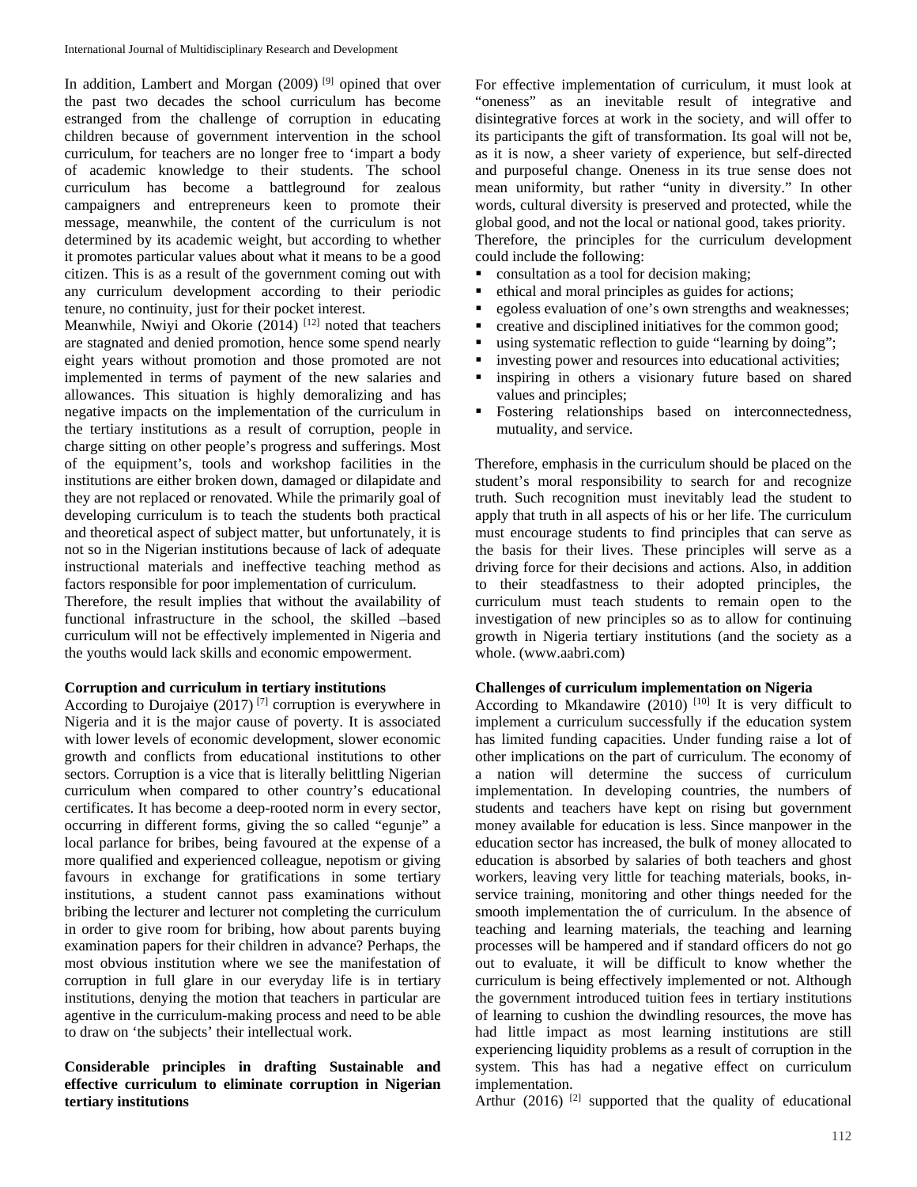In addition, Lambert and Morgan (2009) [9] opined that over the past two decades the school curriculum has become estranged from the challenge of corruption in educating children because of government intervention in the school curriculum, for teachers are no longer free to 'impart a body of academic knowledge to their students. The school curriculum has become a battleground for zealous campaigners and entrepreneurs keen to promote their message, meanwhile, the content of the curriculum is not determined by its academic weight, but according to whether it promotes particular values about what it means to be a good citizen. This is as a result of the government coming out with any curriculum development according to their periodic tenure, no continuity, just for their pocket interest.

Meanwhile, Nwiyi and Okorie (2014) [12] noted that teachers are stagnated and denied promotion, hence some spend nearly eight years without promotion and those promoted are not implemented in terms of payment of the new salaries and allowances. This situation is highly demoralizing and has negative impacts on the implementation of the curriculum in the tertiary institutions as a result of corruption, people in charge sitting on other people's progress and sufferings. Most of the equipment's, tools and workshop facilities in the institutions are either broken down, damaged or dilapidate and they are not replaced or renovated. While the primarily goal of developing curriculum is to teach the students both practical and theoretical aspect of subject matter, but unfortunately, it is not so in the Nigerian institutions because of lack of adequate instructional materials and ineffective teaching method as factors responsible for poor implementation of curriculum.

Therefore, the result implies that without the availability of functional infrastructure in the school, the skilled –based curriculum will not be effectively implemented in Nigeria and the youths would lack skills and economic empowerment.

**Corruption and curriculum in tertiary institutions**

According to Durojaiye (2017) [7] corruption is everywhere in Nigeria and it is the major cause of poverty. It is associated with lower levels of economic development, slower economic growth and conflicts from educational institutions to other sectors. Corruption is a vice that is literally belittling Nigerian curriculum when compared to other country's educational certificates. It has become a deep-rooted norm in every sector, occurring in different forms, giving the so called "egunje" a local parlance for bribes, being favoured at the expense of a more qualified and experienced colleague, nepotism or giving favours in exchange for gratifications in some tertiary institutions, a student cannot pass examinations without bribing the lecturer and lecturer not completing the curriculum in order to give room for bribing, how about parents buying examination papers for their children in advance? Perhaps, the most obvious institution where we see the manifestation of corruption in full glare in our everyday life is in tertiary institutions, denying the motion that teachers in particular are agentive in the curriculum-making process and need to be able to draw on 'the subjects' their intellectual work.

**Considerable principles in drafting Sustainable and effective curriculum to eliminate corruption in Nigerian tertiary institutions**

For effective implementation of curriculum, it must look at "oneness" as an inevitable result of integrative and disintegrative forces at work in the society, and will offer to its participants the gift of transformation. Its goal will not be, as it is now, a sheer variety of experience, but self-directed and purposeful change. Oneness in its true sense does not mean uniformity, but rather "unity in diversity." In other words, cultural diversity is preserved and protected, while the global good, and not the local or national good, takes priority.

Therefore, the principles for the curriculum development could include the following:

- consultation as a tool for decision making;
- ethical and moral principles as guides for actions;
- egoless evaluation of one's own strengths and weaknesses;
- creative and disciplined initiatives for the common good;
- using systematic reflection to guide "learning by doing";
- investing power and resources into educational activities;
- inspiring in others a visionary future based on shared values and principles;
- Fostering relationships based on interconnectedness, mutuality, and service.

Therefore, emphasis in the curriculum should be placed on the student's moral responsibility to search for and recognize truth. Such recognition must inevitably lead the student to apply that truth in all aspects of his or her life. The curriculum must encourage students to find principles that can serve as the basis for their lives. These principles will serve as a driving force for their decisions and actions. Also, in addition to their steadfastness to their adopted principles, the curriculum must teach students to remain open to the investigation of new principles so as to allow for continuing growth in Nigeria tertiary institutions (and the society as a whole. (www.aabri.com)

**Challenges of curriculum implementation on Nigeria**

According to Mkandawire (2010) [10] It is very difficult to implement a curriculum successfully if the education system has limited funding capacities. Under funding raise a lot of other implications on the part of curriculum. The economy of a nation will determine the success of curriculum implementation. In developing countries, the numbers of students and teachers have kept on rising but government money available for education is less. Since manpower in the education sector has increased, the bulk of money allocated to education is absorbed by salaries of both teachers and ghost workers, leaving very little for teaching materials, books, in-service training, monitoring and other things needed for the smooth implementation the of curriculum. In the absence of teaching and learning materials, the teaching and learning processes will be hampered and if standard officers do not go out to evaluate, it will be difficult to know whether the curriculum is being effectively implemented or not. Although the government introduced tuition fees in tertiary institutions of learning to cushion the dwindling resources, the move has had little impact as most learning institutions are still experiencing liquidity problems as a result of corruption in the system. This has had a negative effect on curriculum implementation.

Arthur (2016) [2] supported that the quality of educational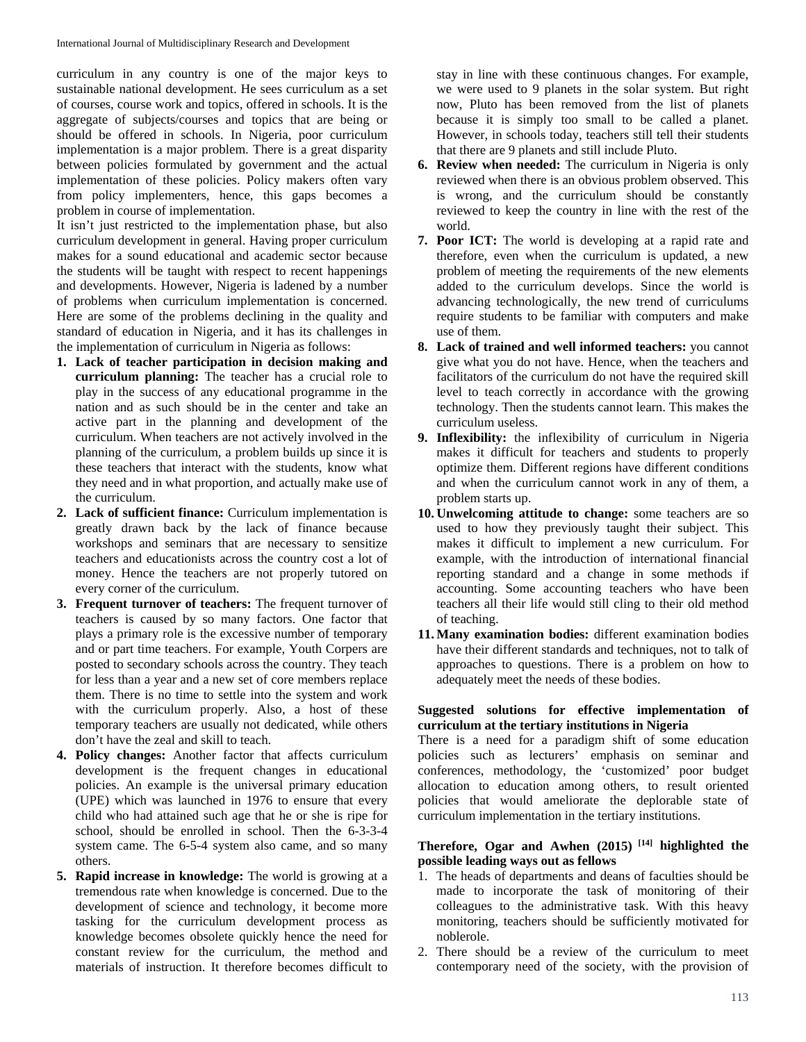curriculum in any country is one of the major keys to sustainable national development. He sees curriculum as a set of courses, course work and topics, offered in schools. It is the aggregate of subjects/courses and topics that are being or should be offered in schools. In Nigeria, poor curriculum implementation is a major problem. There is a great disparity between policies formulated by government and the actual implementation of these policies. Policy makers often vary from policy implementers, hence, this gaps becomes a problem in course of implementation.

It isn't just restricted to the implementation phase, but also curriculum development in general. Having proper curriculum makes for a sound educational and academic sector because the students will be taught with respect to recent happenings and developments. However, Nigeria is ladened by a number of problems when curriculum implementation is concerned. Here are some of the problems declining in the quality and standard of education in Nigeria, and it has its challenges in the implementation of curriculum in Nigeria as follows:

1. **Lack of teacher participation in decision making and curriculum planning:** The teacher has a crucial role to play in the success of any educational programme in the nation and as such should be in the center and take an active part in the planning and development of the curriculum. When teachers are not actively involved in the planning of the curriculum, a problem builds up since it is these teachers that interact with the students, know what they need and in what proportion, and actually make use of the curriculum.
2. **Lack of sufficient finance:** Curriculum implementation is greatly drawn back by the lack of finance because workshops and seminars that are necessary to sensitize teachers and educationists across the country cost a lot of money. Hence the teachers are not properly tutored on every corner of the curriculum.
3. **Frequent turnover of teachers:** The frequent turnover of teachers is caused by so many factors. One factor that plays a primary role is the excessive number of temporary and or part time teachers. For example, Youth Corpers are posted to secondary schools across the country. They teach for less than a year and a new set of core members replace them. There is no time to settle into the system and work with the curriculum properly. Also, a host of these temporary teachers are usually not dedicated, while others don't have the zeal and skill to teach.
4. **Policy changes:** Another factor that affects curriculum development is the frequent changes in educational policies. An example is the universal primary education (UPE) which was launched in 1976 to ensure that every child who had attained such age that he or she is ripe for school, should be enrolled in school. Then the 6-3-3-4 system came. The 6-5-4 system also came, and so many others.
5. **Rapid increase in knowledge:** The world is growing at a tremendous rate when knowledge is concerned. Due to the development of science and technology, it become more tasking for the curriculum development process as knowledge becomes obsolete quickly hence the need for constant review for the curriculum, the method and materials of instruction. It therefore becomes difficult to stay in line with these continuous changes. For example, we were used to 9 planets in the solar system. But right now, Pluto has been removed from the list of planets because it is simply too small to be called a planet. However, in schools today, teachers still tell their students that there are 9 planets and still include Pluto.
6. **Review when needed:** The curriculum in Nigeria is only reviewed when there is an obvious problem observed. This is wrong, and the curriculum should be constantly reviewed to keep the country in line with the rest of the world.
7. **Poor ICT:** The world is developing at a rapid rate and therefore, even when the curriculum is updated, a new problem of meeting the requirements of the new elements added to the curriculum develops. Since the world is advancing technologically, the new trend of curriculums require students to be familiar with computers and make use of them.
8. **Lack of trained and well informed teachers:** you cannot give what you do not have. Hence, when the teachers and facilitators of the curriculum do not have the required skill level to teach correctly in accordance with the growing technology. Then the students cannot learn. This makes the curriculum useless.
9. **Inflexibility:** the inflexibility of curriculum in Nigeria makes it difficult for teachers and students to properly optimize them. Different regions have different conditions and when the curriculum cannot work in any of them, a problem starts up.
10. **Unwelcoming attitude to change:** some teachers are so used to how they previously taught their subject. This makes it difficult to implement a new curriculum. For example, with the introduction of international financial reporting standard and a change in some methods if accounting. Some accounting teachers who have been teachers all their life would still cling to their old method of teaching.
11. **Many examination bodies:** different examination bodies have their different standards and techniques, not to talk of approaches to questions. There is a problem on how to adequately meet the needs of these bodies.

**Suggested solutions for effective implementation of curriculum at the tertiary institutions in Nigeria**

There is a need for a paradigm shift of some education policies such as lecturers' emphasis on seminar and conferences, methodology, the 'customized' poor budget allocation to education among others, to result oriented policies that would ameliorate the deplorable state of curriculum implementation in the tertiary institutions.

**Therefore, Ogar and Awhen (2015) [14] highlighted the possible leading ways out as fellows**

1. The heads of departments and deans of faculties should be made to incorporate the task of monitoring of their colleagues to the administrative task. With this heavy monitoring, teachers should be sufficiently motivated for noblerole.
2. There should be a review of the curriculum to meet contemporary need of the society, with the provision of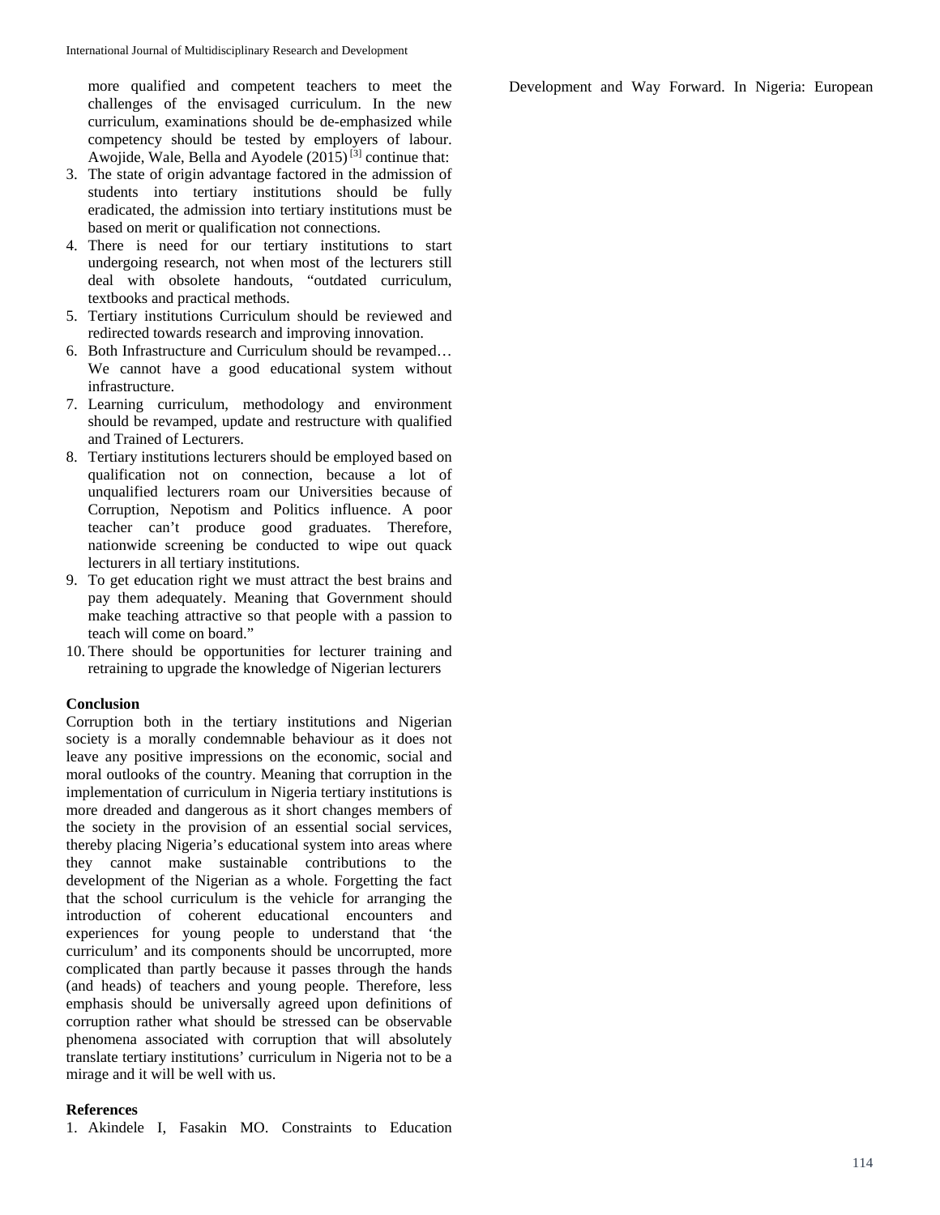more qualified and competent teachers to meet the challenges of the envisaged curriculum. In the new curriculum, examinations should be de-emphasized while competency should be tested by employers of labour. Awojide, Wale, Bella and Ayodele (2015) [3] continue that:

3. The state of origin advantage factored in the admission of students into tertiary institutions should be fully eradicated, the admission into tertiary institutions must be based on merit or qualification not connections.
4. There is need for our tertiary institutions to start undergoing research, not when most of the lecturers still deal with obsolete handouts, "outdated curriculum, textbooks and practical methods.
5. Tertiary institutions Curriculum should be reviewed and redirected towards research and improving innovation.
6. Both Infrastructure and Curriculum should be revamped… We cannot have a good educational system without infrastructure.
7. Learning curriculum, methodology and environment should be revamped, update and restructure with qualified and Trained of Lecturers.
8. Tertiary institutions lecturers should be employed based on qualification not on connection, because a lot of unqualified lecturers roam our Universities because of Corruption, Nepotism and Politics influence. A poor teacher can't produce good graduates. Therefore, nationwide screening be conducted to wipe out quack lecturers in all tertiary institutions.
9. To get education right we must attract the best brains and pay them adequately. Meaning that Government should make teaching attractive so that people with a passion to teach will come on board."
10. There should be opportunities for lecturer training and retraining to upgrade the knowledge of Nigerian lecturers

**Conclusion**

Corruption both in the tertiary institutions and Nigerian society is a morally condemnable behaviour as it does not leave any positive impressions on the economic, social and moral outlooks of the country. Meaning that corruption in the implementation of curriculum in Nigeria tertiary institutions is more dreaded and dangerous as it short changes members of the society in the provision of an essential social services, thereby placing Nigeria's educational system into areas where they cannot make sustainable contributions to the development of the Nigerian as a whole. Forgetting the fact that the school curriculum is the vehicle for arranging the introduction of coherent educational encounters and experiences for young people to understand that 'the curriculum' and its components should be uncorrupted, more complicated than partly because it passes through the hands (and heads) of teachers and young people. Therefore, less emphasis should be universally agreed upon definitions of corruption rather what should be stressed can be observable phenomena associated with corruption that will absolutely translate tertiary institutions' curriculum in Nigeria not to be a mirage and it will be well with us.

**References**

1. Akindele I, Fasakin MO. Constraints to Education Development and Way Forward. In Nigeria: European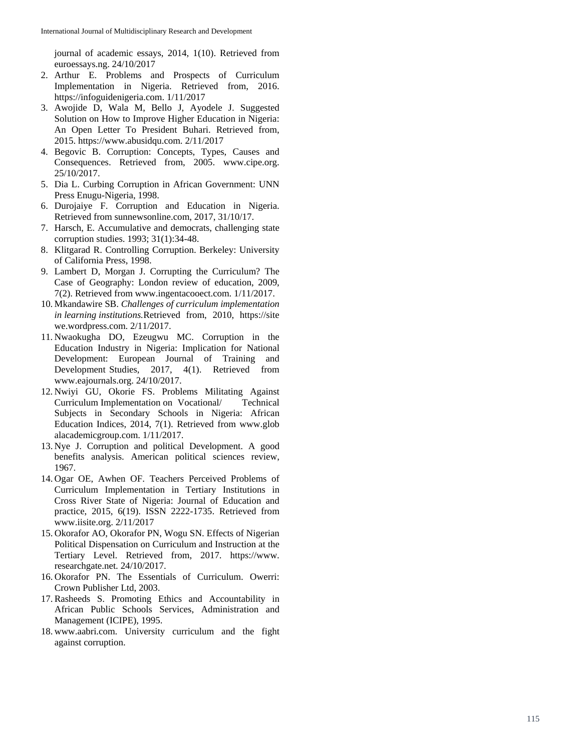journal of academic essays, 2014, 1(10). Retrieved from euroessays.ng. 24/10/2017

2. Arthur E. Problems and Prospects of Curriculum Implementation in Nigeria. Retrieved from, 2016. https://infoguidenigeria.com. 1/11/2017
3. Awojide D, Wala M, Bello J, Ayodele J. Suggested Solution on How to Improve Higher Education in Nigeria: An Open Letter To President Buhari. Retrieved from, 2015. https://www.abusidqu.com. 2/11/2017
4. Begovic B. Corruption: Concepts, Types, Causes and Consequences. Retrieved from, 2005. www.cipe.org. 25/10/2017.
5. Dia L. Curbing Corruption in African Government: UNN Press Enugu-Nigeria, 1998.
6. Durojaiye F. Corruption and Education in Nigeria. Retrieved from sunnewsonline.com, 2017, 31/10/17.
7. Harsch, E. Accumulative and democrats, challenging state corruption studies. 1993; 31(1):34-48.
8. Klitgarad R. Controlling Corruption. Berkeley: University of California Press, 1998.
9. Lambert D, Morgan J. Corrupting the Curriculum? The Case of Geography: London review of education, 2009, 7(2). Retrieved from www.ingentacooect.com. 1/11/2017.
10. Mkandawire SB. *Challenges of curriculum implementation in learning institutions.*Retrieved from, 2010, https://site we.wordpress.com. 2/11/2017.
11. Nwaokugha DO, Ezeugwu MC. Corruption in the Education Industry in Nigeria: Implication for National Development: European Journal of Training and Development Studies, 2017, 4(1). Retrieved from www.eajournals.org. 24/10/2017.
12. Nwiyi GU, Okorie FS. Problems Militating Against Curriculum Implementation on Vocational/ Technical Subjects in Secondary Schools in Nigeria: African Education Indices, 2014, 7(1). Retrieved from www.glob alacademicgroup.com. 1/11/2017.
13. Nye J. Corruption and political Development. A good benefits analysis. American political sciences review, 1967.
14. Ogar OE, Awhen OF. Teachers Perceived Problems of Curriculum Implementation in Tertiary Institutions in Cross River State of Nigeria: Journal of Education and practice, 2015, 6(19). ISSN 2222-1735. Retrieved from www.iisite.org. 2/11/2017
15. Okorafor AO, Okorafor PN, Wogu SN. Effects of Nigerian Political Dispensation on Curriculum and Instruction at the Tertiary Level. Retrieved from, 2017. https://www. researchgate.net. 24/10/2017.
16. Okorafor PN. The Essentials of Curriculum. Owerri: Crown Publisher Ltd, 2003.
17. Rasheeds S. Promoting Ethics and Accountability in African Public Schools Services, Administration and Management (ICIPE), 1995.
18. www.aabri.com. University curriculum and the fight against corruption.